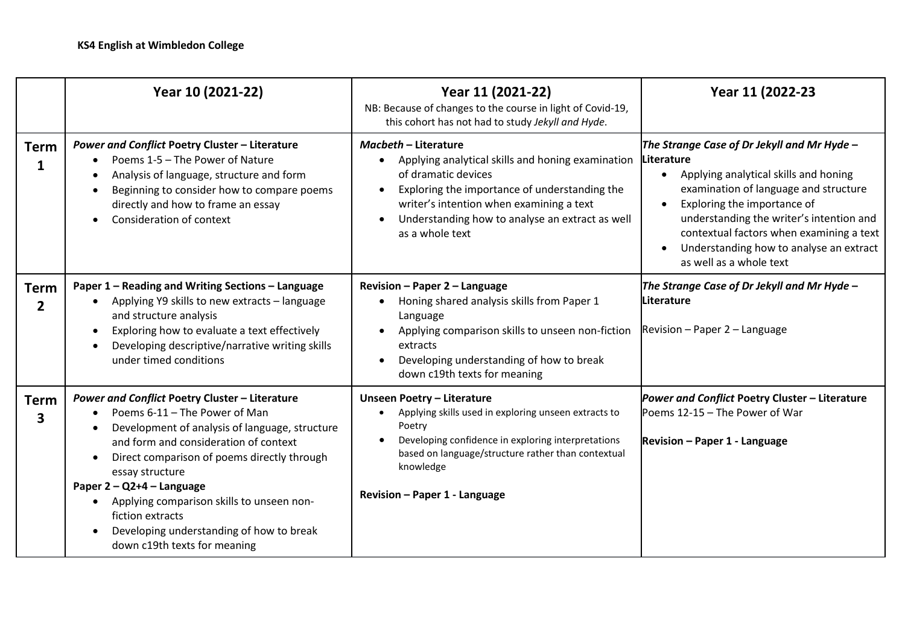**KS4 English at Wimbledon College**

| | Year 10 (2021-22) | Year 11 (2021-22)<br>NB: Because of changes to the course in light of Covid-19, this cohort has not had to study *Jekyll and Hyde*. | Year 11 (2022-23 |
|---|---|---|---|
| **Term 1** | ***Power and Conflict* Poetry Cluster – Literature**<br>• Poems 1-5 – The Power of Nature<br>• Analysis of language, structure and form<br>• Beginning to consider how to compare poems directly and how to frame an essay<br>• Consideration of context | ***Macbeth* – Literature**<br>• Applying analytical skills and honing examination of dramatic devices<br>• Exploring the importance of understanding the writer's intention when examining a text<br>• Understanding how to analyse an extract as well as a whole text | ***The Strange Case of Dr Jekyll and Mr Hyde* – Literature**<br>• Applying analytical skills and honing examination of language and structure<br>• Exploring the importance of understanding the writer's intention and contextual factors when examining a text<br>• Understanding how to analyse an extract as well as a whole text |
| **Term 2** | **Paper 1 – Reading and Writing Sections – Language**<br>• Applying Y9 skills to new extracts – language and structure analysis<br>• Exploring how to evaluate a text effectively<br>• Developing descriptive/narrative writing skills under timed conditions | **Revision – Paper 2 – Language**<br>• Honing shared analysis skills from Paper 1 Language<br>• Applying comparison skills to unseen non-fiction extracts<br>• Developing understanding of how to break down c19th texts for meaning | ***The Strange Case of Dr Jekyll and Mr Hyde* – Literature**<br><br>Revision – Paper 2 – Language |
| **Term 3** | ***Power and Conflict* Poetry Cluster – Literature**<br>• Poems 6-11 – The Power of Man<br>• Development of analysis of language, structure and form and consideration of context<br>• Direct comparison of poems directly through essay structure<br>**Paper 2 – Q2+4 – Language**<br>• Applying comparison skills to unseen non-fiction extracts<br>• Developing understanding of how to break down c19th texts for meaning | **Unseen Poetry – Literature**<br>• Applying skills used in exploring unseen extracts to Poetry<br>• Developing confidence in exploring interpretations based on language/structure rather than contextual knowledge<br><br>**Revision – Paper 1 - Language** | ***Power and Conflict* Poetry Cluster – Literature**<br>Poems 12-15 – The Power of War<br><br>**Revision – Paper 1 - Language** |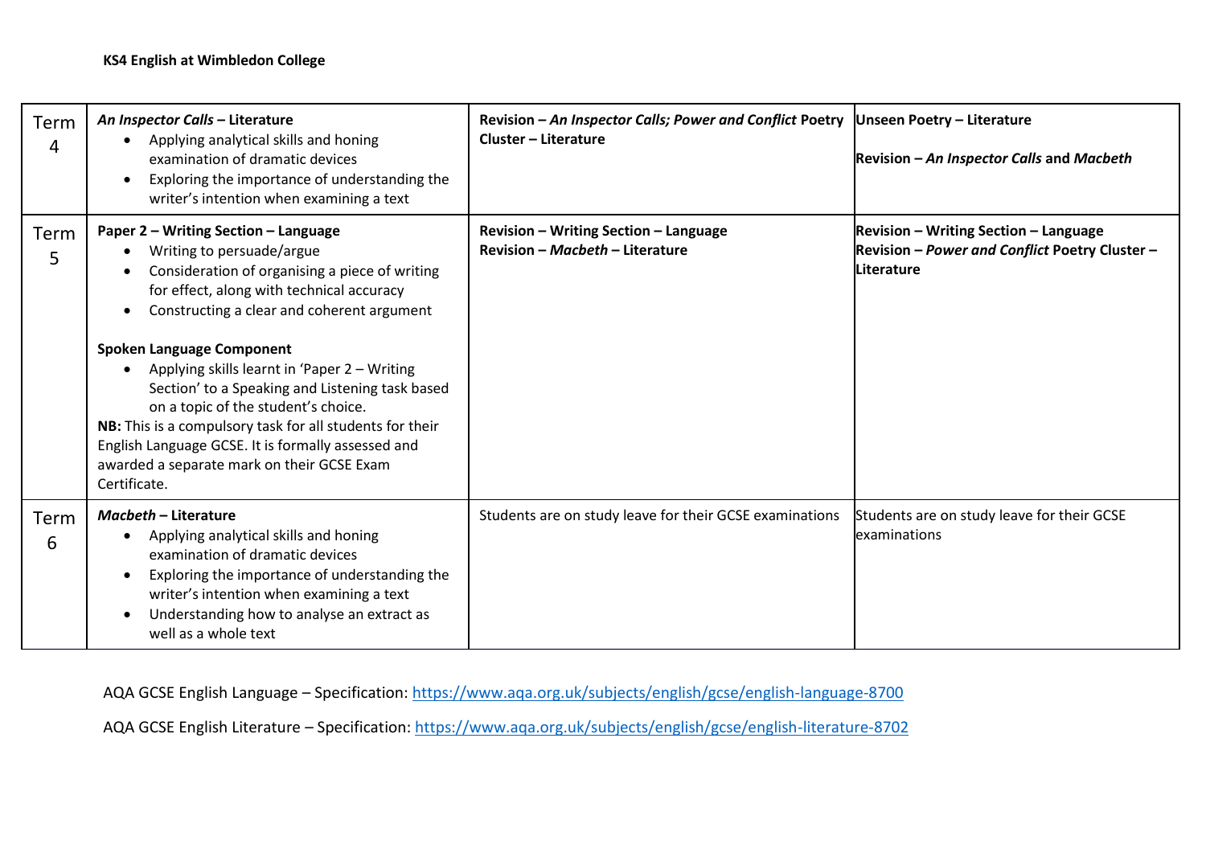**KS4 English at Wimbledon College**

| | | | |
|---|---|---|---|
| Term 4 | ***An Inspector Calls* – Literature**<br>• Applying analytical skills and honing examination of dramatic devices<br>• Exploring the importance of understanding the writer's intention when examining a text | **Revision – *An Inspector Calls; Power and Conflict* Poetry Cluster – Literature** | **Unseen Poetry – Literature**<br><br>**Revision – *An Inspector Calls* and *Macbeth*** |
| Term 5 | **Paper 2 – Writing Section – Language**<br>• Writing to persuade/argue<br>• Consideration of organising a piece of writing for effect, along with technical accuracy<br>• Constructing a clear and coherent argument<br><br>**Spoken Language Component**<br>• Applying skills learnt in 'Paper 2 – Writing Section' to a Speaking and Listening task based on a topic of the student's choice.<br>**NB:** This is a compulsory task for all students for their English Language GCSE. It is formally assessed and awarded a separate mark on their GCSE Exam Certificate. | **Revision – Writing Section – Language**<br>**Revision – *Macbeth* – Literature** | **Revision – Writing Section – Language**<br>**Revision – *Power and Conflict* Poetry Cluster – Literature** |
| Term 6 | ***Macbeth* – Literature**<br>• Applying analytical skills and honing examination of dramatic devices<br>• Exploring the importance of understanding the writer's intention when examining a text<br>• Understanding how to analyse an extract as well as a whole text | Students are on study leave for their GCSE examinations | Students are on study leave for their GCSE examinations |

AQA GCSE English Language – Specification: https://www.aqa.org.uk/subjects/english/gcse/english-language-8700

AQA GCSE English Literature – Specification: https://www.aqa.org.uk/subjects/english/gcse/english-literature-8702